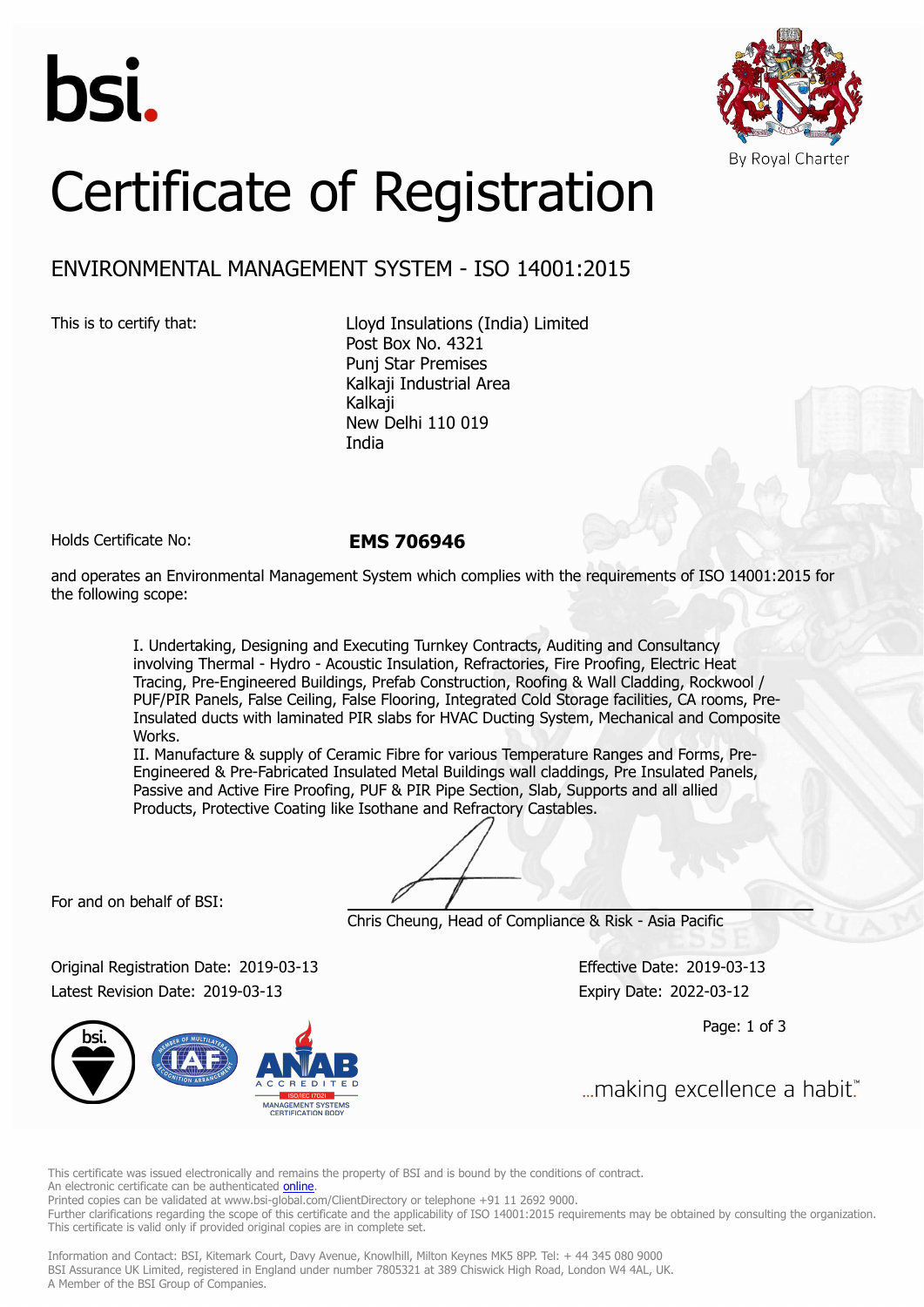bsi.

By Royal Charter

# Certificate of Registration

## ENVIRONMENTAL MANAGEMENT SYSTEM - ISO 14001:2015

This is to certify that:

Lloyd Insulations (India) Limited
Post Box No. 4321
Punj Star Premises
Kalkaji Industrial Area
Kalkaji
New Delhi 110 019
India

Holds Certificate No: **EMS 706946**

and operates an Environmental Management System which complies with the requirements of ISO 14001:2015 for the following scope:

I. Undertaking, Designing and Executing Turnkey Contracts, Auditing and Consultancy involving Thermal - Hydro - Acoustic Insulation, Refractories, Fire Proofing, Electric Heat Tracing, Pre-Engineered Buildings, Prefab Construction, Roofing & Wall Cladding, Rockwool / PUF/PIR Panels, False Ceiling, False Flooring, Integrated Cold Storage facilities, CA rooms, Pre-Insulated ducts with laminated PIR slabs for HVAC Ducting System, Mechanical and Composite Works.
II. Manufacture & supply of Ceramic Fibre for various Temperature Ranges and Forms, Pre-Engineered & Pre-Fabricated Insulated Metal Buildings wall claddings, Pre Insulated Panels, Passive and Active Fire Proofing, PUF & PIR Pipe Section, Slab, Supports and all allied Products, Protective Coating like Isothane and Refractory Castables.

For and on behalf of BSI:

Chris Cheung, Head of Compliance & Risk - Asia Pacific

Original Registration Date: 2019-03-13
Latest Revision Date: 2019-03-13

Effective Date: 2019-03-13
Expiry Date: 2022-03-12

...making excellence a habit.™

This certificate was issued electronically and remains the property of BSI and is bound by the conditions of contract.
An electronic certificate can be authenticated online.
Printed copies can be validated at www.bsi-global.com/ClientDirectory or telephone +91 11 2692 9000.
Further clarifications regarding the scope of this certificate and the applicability of ISO 14001:2015 requirements may be obtained by consulting the organization.
This certificate is valid only if provided original copies are in complete set.

Information and Contact: BSI, Kitemark Court, Davy Avenue, Knowlhill, Milton Keynes MK5 8PP. Tel: + 44 345 080 9000
BSI Assurance UK Limited, registered in England under number 7805321 at 389 Chiswick High Road, London W4 4AL, UK.
A Member of the BSI Group of Companies.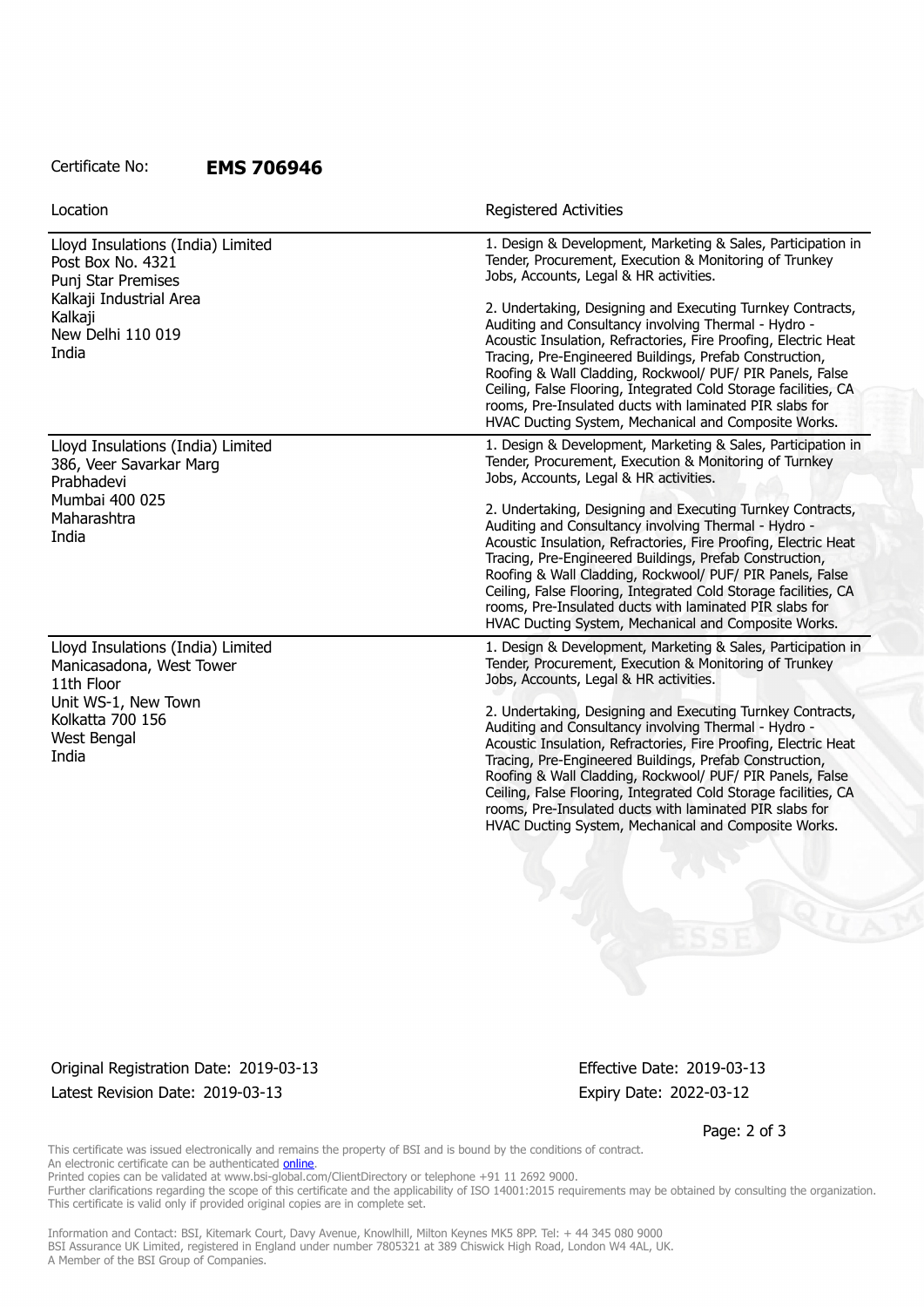Certificate No: **EMS 706946**

| Location | Registered Activities |
| --- | --- |
| Lloyd Insulations (India) Limited<br>Post Box No. 4321<br>Punj Star Premises<br>Kalkaji Industrial Area<br>Kalkaji<br>New Delhi 110 019<br>India | 1. Design & Development, Marketing & Sales, Participation in Tender, Procurement, Execution & Monitoring of Trunkey Jobs, Accounts, Legal & HR activities.<br><br>2. Undertaking, Designing and Executing Turnkey Contracts, Auditing and Consultancy involving Thermal - Hydro - Acoustic Insulation, Refractories, Fire Proofing, Electric Heat Tracing, Pre-Engineered Buildings, Prefab Construction, Roofing & Wall Cladding, Rockwool/ PUF/ PIR Panels, False Ceiling, False Flooring, Integrated Cold Storage facilities, CA rooms, Pre-Insulated ducts with laminated PIR slabs for HVAC Ducting System, Mechanical and Composite Works. |
| Lloyd Insulations (India) Limited<br>386, Veer Savarkar Marg<br>Prabhadevi<br>Mumbai 400 025<br>Maharashtra<br>India | 1. Design & Development, Marketing & Sales, Participation in Tender, Procurement, Execution & Monitoring of Turnkey Jobs, Accounts, Legal & HR activities.<br><br>2. Undertaking, Designing and Executing Turnkey Contracts, Auditing and Consultancy involving Thermal - Hydro - Acoustic Insulation, Refractories, Fire Proofing, Electric Heat Tracing, Pre-Engineered Buildings, Prefab Construction, Roofing & Wall Cladding, Rockwool/ PUF/ PIR Panels, False Ceiling, False Flooring, Integrated Cold Storage facilities, CA rooms, Pre-Insulated ducts with laminated PIR slabs for HVAC Ducting System, Mechanical and Composite Works. |
| Lloyd Insulations (India) Limited<br>Manicasadona, West Tower<br>11th Floor<br>Unit WS-1, New Town<br>Kolkatta 700 156<br>West Bengal<br>India | 1. Design & Development, Marketing & Sales, Participation in Tender, Procurement, Execution & Monitoring of Trunkey Jobs, Accounts, Legal & HR activities.<br><br>2. Undertaking, Designing and Executing Turnkey Contracts, Auditing and Consultancy involving Thermal - Hydro - Acoustic Insulation, Refractories, Fire Proofing, Electric Heat Tracing, Pre-Engineered Buildings, Prefab Construction, Roofing & Wall Cladding, Rockwool/ PUF/ PIR Panels, False Ceiling, False Flooring, Integrated Cold Storage facilities, CA rooms, Pre-Insulated ducts with laminated PIR slabs for HVAC Ducting System, Mechanical and Composite Works. |

Original Registration Date: 2019-03-13

Latest Revision Date: 2019-03-13

Effective Date: 2019-03-13

Expiry Date: 2022-03-12

This certificate was issued electronically and remains the property of BSI and is bound by the conditions of contract.
An electronic certificate can be authenticated online.
Printed copies can be validated at www.bsi-global.com/ClientDirectory or telephone +91 11 2692 9000.
Further clarifications regarding the scope of this certificate and the applicability of ISO 14001:2015 requirements may be obtained by consulting the organization.
This certificate is valid only if provided original copies are in complete set.

Information and Contact: BSI, Kitemark Court, Davy Avenue, Knowlhill, Milton Keynes MK5 8PP. Tel: + 44 345 080 9000
BSI Assurance UK Limited, registered in England under number 7805321 at 389 Chiswick High Road, London W4 4AL, UK.
A Member of the BSI Group of Companies.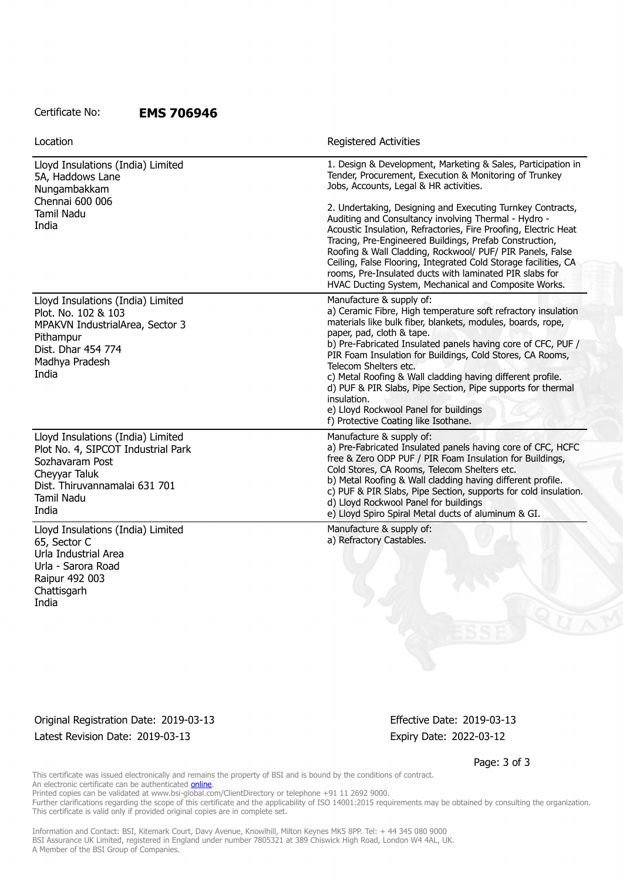Certificate No: **EMS 706946**

| Location | Registered Activities |
|---|---|
| Lloyd Insulations (India) Limited<br>5A, Haddows Lane<br>Nungambakkam<br>Chennai 600 006<br>Tamil Nadu<br>India | 1. Design & Development, Marketing & Sales, Participation in Tender, Procurement, Execution & Monitoring of Trunkey Jobs, Accounts, Legal & HR activities.<br><br>2. Undertaking, Designing and Executing Turnkey Contracts, Auditing and Consultancy involving Thermal - Hydro - Acoustic Insulation, Refractories, Fire Proofing, Electric Heat Tracing, Pre-Engineered Buildings, Prefab Construction, Roofing & Wall Cladding, Rockwool/ PUF/ PIR Panels, False Ceiling, False Flooring, Integrated Cold Storage facilities, CA rooms, Pre-Insulated ducts with laminated PIR slabs for HVAC Ducting System, Mechanical and Composite Works. |
| Lloyd Insulations (India) Limited<br>Plot. No. 102 & 103<br>MPAKVN IndustrialArea, Sector 3<br>Pithampur<br>Dist. Dhar 454 774<br>Madhya Pradesh<br>India | Manufacture & supply of:<br>a) Ceramic Fibre, High temperature soft refractory insulation materials like bulk fiber, blankets, modules, boards, rope, paper, pad, cloth & tape.<br>b) Pre-Fabricated Insulated panels having core of CFC, PUF / PIR Foam Insulation for Buildings, Cold Stores, CA Rooms, Telecom Shelters etc.<br>c) Metal Roofing & Wall cladding having different profile.<br>d) PUF & PIR Slabs, Pipe Section, Pipe supports for thermal insulation.<br>e) Lloyd Rockwool Panel for buildings<br>f) Protective Coating like Isothane. |
| Lloyd Insulations (India) Limited<br>Plot No. 4, SIPCOT Industrial Park<br>Sozhavaram Post<br>Cheyyar Taluk<br>Dist. Thiruvannamalai 631 701<br>Tamil Nadu<br>India | Manufacture & supply of:<br>a) Pre-Fabricated Insulated panels having core of CFC, HCFC free & Zero ODP PUF / PIR Foam Insulation for Buildings, Cold Stores, CA Rooms, Telecom Shelters etc.<br>b) Metal Roofing & Wall cladding having different profile.<br>c) PUF & PIR Slabs, Pipe Section, supports for cold insulation.<br>d) Lloyd Rockwool Panel for buildings<br>e) Lloyd Spiro Spiral Metal ducts of aluminum & GI. |
| Lloyd Insulations (India) Limited<br>65, Sector C<br>Urla Industrial Area<br>Urla - Sarora Road<br>Raipur 492 003<br>Chattisgarh<br>India | Manufacture & supply of:<br>a) Refractory Castables. |

Original Registration Date: 2019-03-13

Effective Date: 2019-03-13

Latest Revision Date: 2019-03-13

Expiry Date: 2022-03-12

This certificate was issued electronically and remains the property of BSI and is bound by the conditions of contract.
An electronic certificate can be authenticated online.
Printed copies can be validated at www.bsi-global.com/ClientDirectory or telephone +91 11 2692 9000.
Further clarifications regarding the scope of this certificate and the applicability of ISO 14001:2015 requirements may be obtained by consulting the organization.
This certificate is valid only if provided original copies are in complete set.

Information and Contact: BSI, Kitemark Court, Davy Avenue, Knowlhill, Milton Keynes MK5 8PP. Tel: + 44 345 080 9000
BSI Assurance UK Limited, registered in England under number 7805321 at 389 Chiswick High Road, London W4 4AL, UK.
A Member of the BSI Group of Companies.